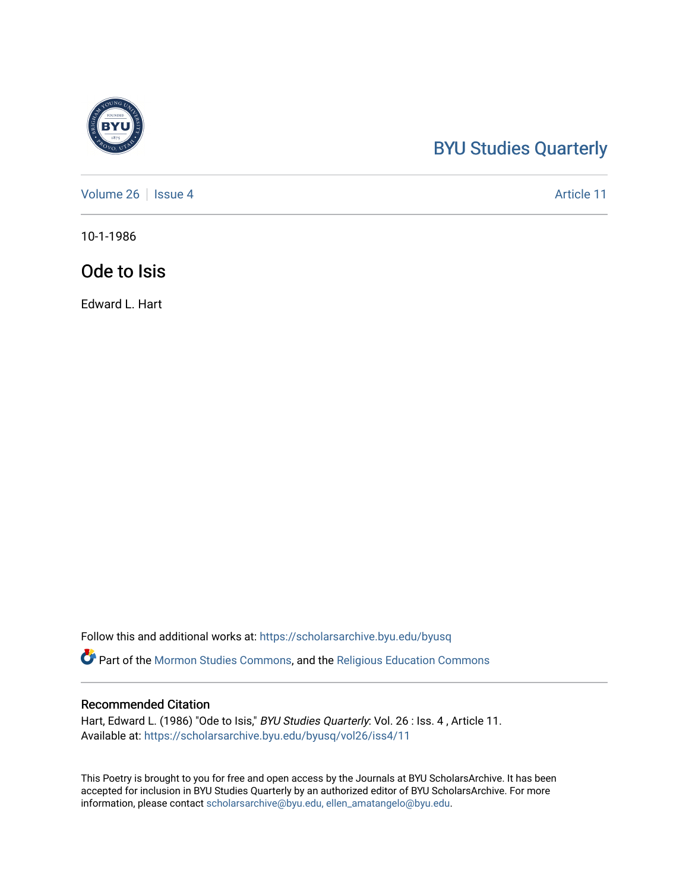BYU Studies Quarterly

Volume 26 | Issue 4 | Article 11

10-1-1986

# Ode to Isis

Edward L. Hart

Follow this and additional works at: https://scholarsarchive.byu.edu/byusq

Part of the Mormon Studies Commons, and the Religious Education Commons

## Recommended Citation

Hart, Edward L. (1986) "Ode to Isis," *BYU Studies Quarterly*: Vol. 26 : Iss. 4 , Article 11.
Available at: https://scholarsarchive.byu.edu/byusq/vol26/iss4/11

This Poetry is brought to you for free and open access by the Journals at BYU ScholarsArchive. It has been accepted for inclusion in BYU Studies Quarterly by an authorized editor of BYU ScholarsArchive. For more information, please contact scholarsarchive@byu.edu, ellen_amatangelo@byu.edu.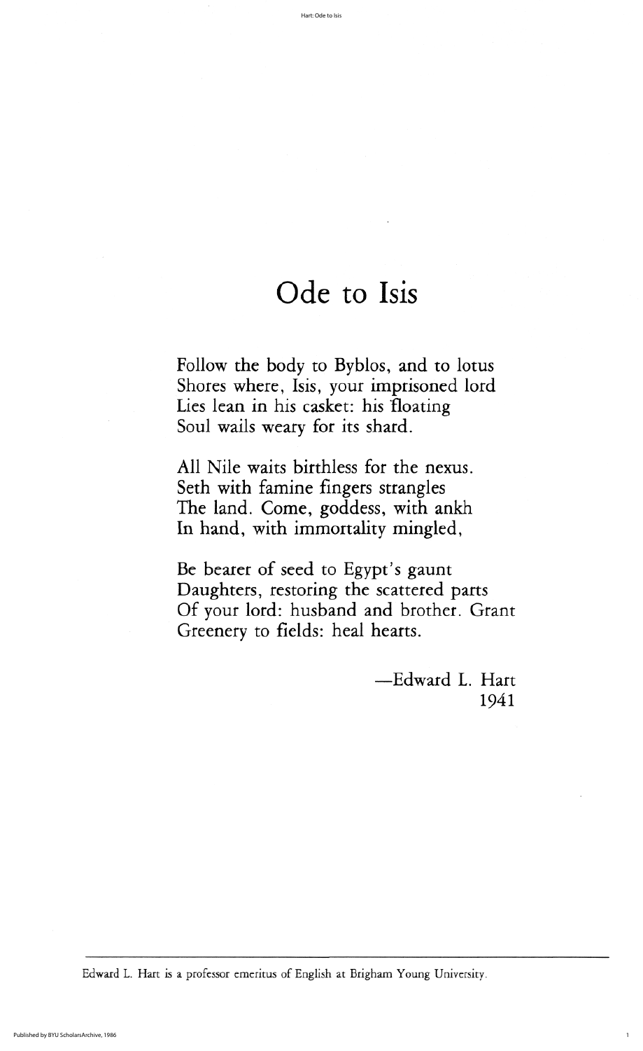# Ode to Isis

Follow the body to Byblos, and to lotus  
Shores where, Isis, your imprisoned lord  
Lies lean in his casket: his floating  
Soul wails weary for its shard.

All Nile waits birthless for the nexus.  
Seth with famine fingers strangles  
The land. Come, goddess, with ankh  
In hand, with immortality mingled,

Be bearer of seed to Egypt's gaunt  
Daughters, restoring the scattered parts  
Of your lord: husband and brother. Grant  
Greenery to fields: heal hearts.

—Edward L. Hart  
1941

---

Edward L. Hart is a professor emeritus of English at Brigham Young University.